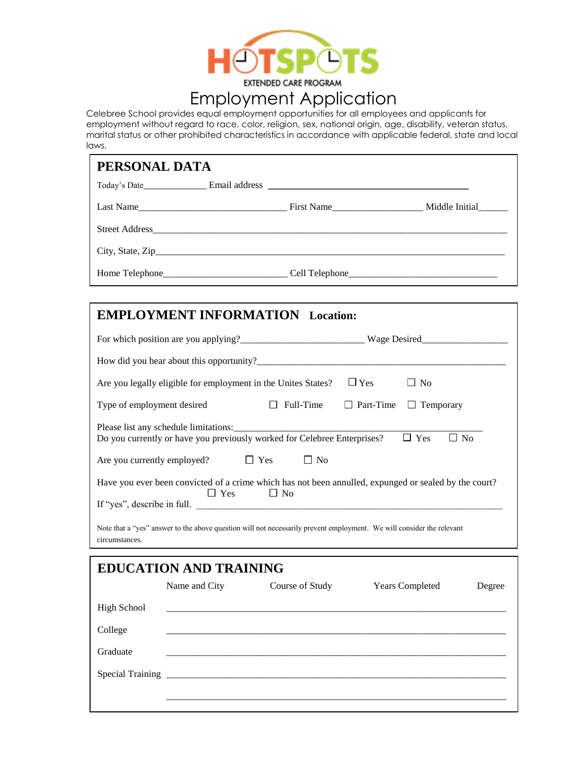HOTSPOTS
EXTENDED CARE PROGRAM

# Employment Application

Celebree School provides equal employment opportunities for all employees and applicants for employment without regard to race, color, religion, sex, national origin, age, disability, veteran status, marital status or other prohibited characteristics in accordance with applicable federal, state and local laws.

## PERSONAL DATA

Today's Date______________ Email address ________________________________________

Last Name_______________________________ First Name__________________ Middle Initial______

Street Address_________________________________________________________________________

City, State, Zip________________________________________________________________________

Home Telephone_________________________ Cell Telephone_______________________________

## EMPLOYMENT INFORMATION **Location:**

For which position are you applying?_________________________ Wage Desired__________________

How did you hear about this opportunity?___________________________________________________

Are you legally eligible for employment in the Unites States? ☐ Yes ☐ No

Type of employment desired ☐ Full-Time ☐ Part-Time ☐ Temporary

Please list any schedule limitations:_________________________________________________
Do you currently or have you previously worked for Celebree Enterprises? ☐ Yes ☐ No

Are you currently employed? ☐ Yes ☐ No

Have you ever been convicted of a crime which has not been annulled, expunged or sealed by the court? ☐ Yes ☐ No
If "yes", describe in full. _____________________________________________________________

Note that a "yes" answer to the above question will not necessarily prevent employment. We will consider the relevant circumstances.

## EDUCATION AND TRAINING

| | Name and City | Course of Study | Years Completed | Degree |
|---|---|---|---|---|
| High School | | | | |
| College | | | | |
| Graduate | | | | |
| Special Training | | | | |
| | | | | |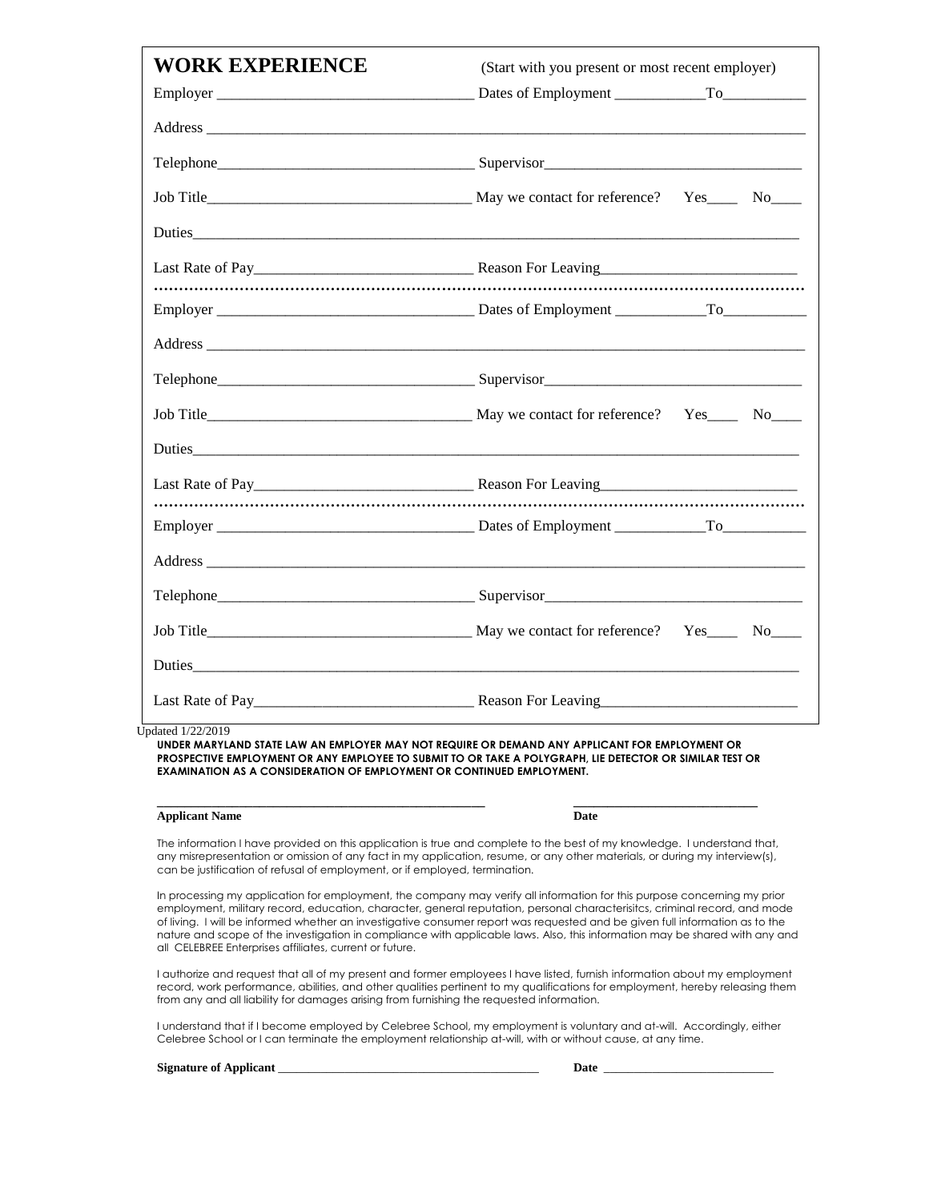## WORK EXPERIENCE

(Start with you present or most recent employer)

Employer ________________________________ Dates of Employment ____________To___________

Address ______________________________________________________________________________

Telephone________________________________ Supervisor________________________________

Job Title_________________________________ May we contact for reference? Yes____ No____

Duties________________________________________________________________________________

Last Rate of Pay___________________________ Reason For Leaving_________________________

.......................................................................................................................................

Employer ________________________________ Dates of Employment ____________To___________

Address ______________________________________________________________________________

Telephone________________________________ Supervisor________________________________

Job Title_________________________________ May we contact for reference? Yes____ No____

Duties________________________________________________________________________________

Last Rate of Pay___________________________ Reason For Leaving_________________________

.......................................................................................................................................

Employer ________________________________ Dates of Employment ____________To___________

Address ______________________________________________________________________________

Telephone________________________________ Supervisor________________________________

Job Title_________________________________ May we contact for reference? Yes____ No____

Duties________________________________________________________________________________

Last Rate of Pay___________________________ Reason For Leaving_________________________

Updated 1/22/2019

**UNDER MARYLAND STATE LAW AN EMPLOYER MAY NOT REQUIRE OR DEMAND ANY APPLICANT FOR EMPLOYMENT OR PROSPECTIVE EMPLOYMENT OR ANY EMPLOYEE TO SUBMIT TO OR TAKE A POLYGRAPH, LIE DETECTOR OR SIMILAR TEST OR EXAMINATION AS A CONSIDERATION OF EMPLOYMENT OR CONTINUED EMPLOYMENT.**

_____________________________________________ ___________________________

**Applicant Name** **Date**

The information I have provided on this application is true and complete to the best of my knowledge. I understand that, any misrepresentation or omission of any fact in my application, resume, or any other materials, or during my interview(s), can be justification of refusal of employment, or if employed, termination.

In processing my application for employment, the company may verify all information for this purpose concerning my prior employment, military record, education, character, general reputation, personal characterisitcs, criminal record, and mode of living. I will be informed whether an investigative consumer report was requested and be given full information as to the nature and scope of the investigation in compliance with applicable laws. Also, this information may be shared with any and all CELEBREE Enterprises affiliates, current or future.

I authorize and request that all of my present and former employees I have listed, furnish information about my employment record, work performance, abilities, and other qualities pertinent to my qualifications for employment, hereby releasing them from any and all liability for damages arising from furnishing the requested information.

I understand that if I become employed by Celebree School, my employment is voluntary and at-will. Accordingly, either Celebree School or I can terminate the employment relationship at-will, with or without cause, at any time.

**Signature of Applicant** ________________________________________ **Date** ___________________________